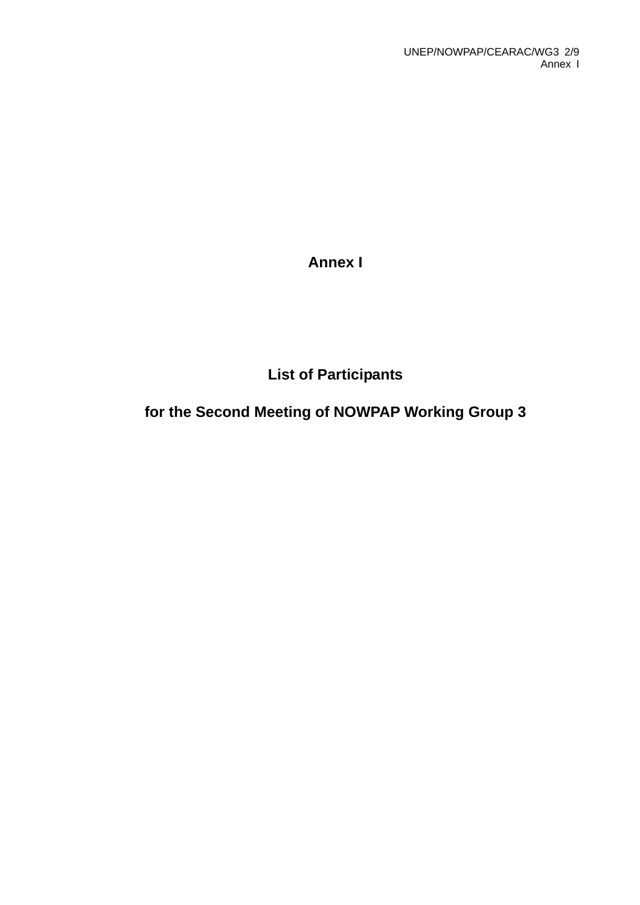# Annex I

## List of Participants

## for the Second Meeting of NOWPAP Working Group 3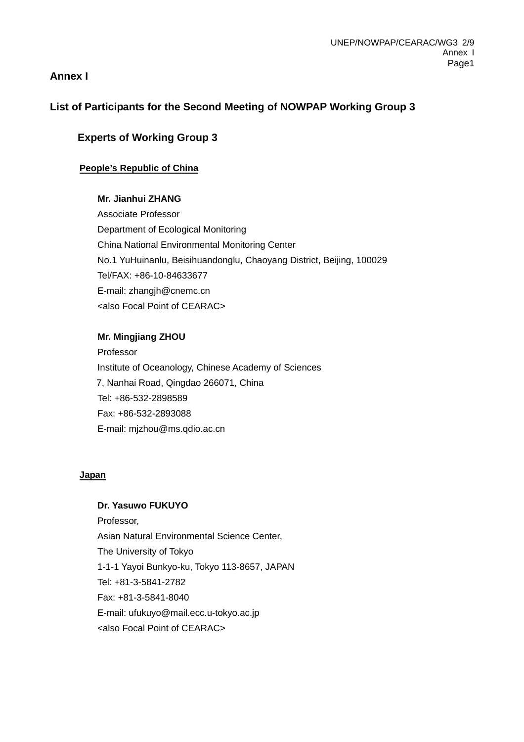## Annex I

## List of Participants for the Second Meeting of NOWPAP Working Group 3

### Experts of Working Group 3

**People's Republic of China**

**Mr. Jianhui ZHANG**
Associate Professor
Department of Ecological Monitoring
China National Environmental Monitoring Center
No.1 YuHuinanlu, Beisihuandonglu, Chaoyang District, Beijing, 100029
Tel/FAX: +86-10-84633677
E-mail: zhangjh@cnemc.cn
<also Focal Point of CEARAC>

**Mr. Mingjiang ZHOU**
Professor
Institute of Oceanology, Chinese Academy of Sciences
7, Nanhai Road, Qingdao 266071, China
Tel: +86-532-2898589
Fax: +86-532-2893088
E-mail: mjzhou@ms.qdio.ac.cn

**Japan**

**Dr. Yasuwo FUKUYO**
Professor,
Asian Natural Environmental Science Center,
The University of Tokyo
1-1-1 Yayoi Bunkyo-ku, Tokyo 113-8657, JAPAN
Tel: +81-3-5841-2782
Fax: +81-3-5841-8040
E-mail: ufukuyo@mail.ecc.u-tokyo.ac.jp
<also Focal Point of CEARAC>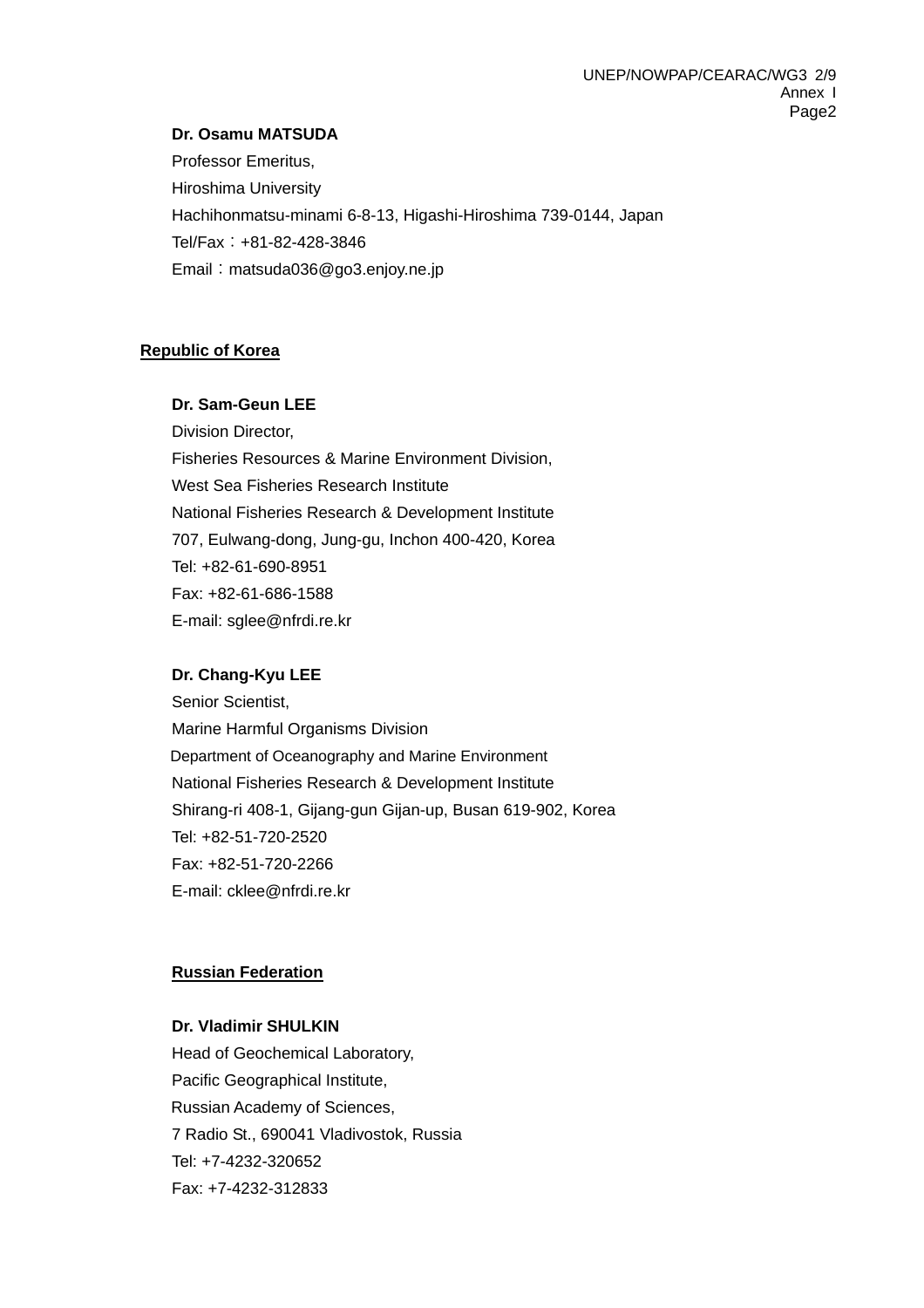**Dr. Osamu MATSUDA**

Professor Emeritus,

Hiroshima University

Hachihonmatsu-minami 6-8-13, Higashi-Hiroshima 739-0144, Japan

Tel/Fax：+81-82-428-3846

Email：matsuda036@go3.enjoy.ne.jp

## Republic of Korea

**Dr. Sam-Geun LEE**

Division Director,

Fisheries Resources & Marine Environment Division,

West Sea Fisheries Research Institute

National Fisheries Research & Development Institute

707, Eulwang-dong, Jung-gu, Inchon 400-420, Korea

Tel: +82-61-690-8951

Fax: +82-61-686-1588

E-mail: sglee@nfrdi.re.kr

**Dr. Chang-Kyu LEE**

Senior Scientist,

Marine Harmful Organisms Division

Department of Oceanography and Marine Environment

National Fisheries Research & Development Institute

Shirang-ri 408-1, Gijang-gun Gijan-up, Busan 619-902, Korea

Tel: +82-51-720-2520

Fax: +82-51-720-2266

E-mail: cklee@nfrdi.re.kr

## Russian Federation

**Dr. Vladimir SHULKIN**

Head of Geochemical Laboratory,

Pacific Geographical Institute,

Russian Academy of Sciences,

7 Radio St., 690041 Vladivostok, Russia

Tel: +7-4232-320652

Fax: +7-4232-312833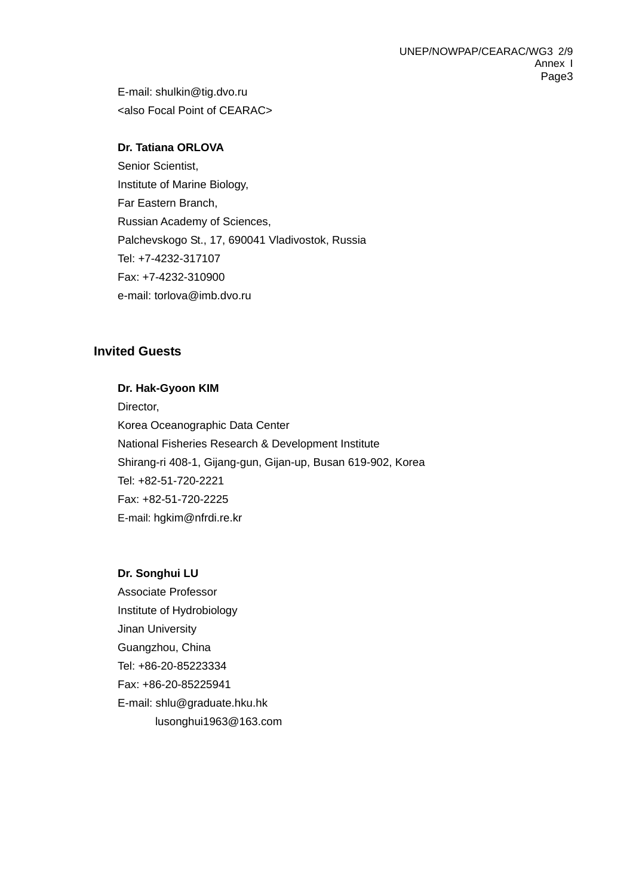E-mail: shulkin@tig.dvo.ru
<also Focal Point of CEARAC>

**Dr. Tatiana ORLOVA**
Senior Scientist,
Institute of Marine Biology,
Far Eastern Branch,
Russian Academy of Sciences,
Palchevskogo St., 17, 690041 Vladivostok, Russia
Tel: +7-4232-317107
Fax: +7-4232-310900
e-mail: torlova@imb.dvo.ru

## Invited Guests

**Dr. Hak-Gyoon KIM**
Director,
Korea Oceanographic Data Center
National Fisheries Research & Development Institute
Shirang-ri 408-1, Gijang-gun, Gijan-up, Busan 619-902, Korea
Tel: +82-51-720-2221
Fax: +82-51-720-2225
E-mail: hgkim@nfrdi.re.kr

**Dr. Songhui LU**
Associate Professor
Institute of Hydrobiology
Jinan University
Guangzhou, China
Tel: +86-20-85223334
Fax: +86-20-85225941
E-mail: shlu@graduate.hku.hk
lusonghui1963@163.com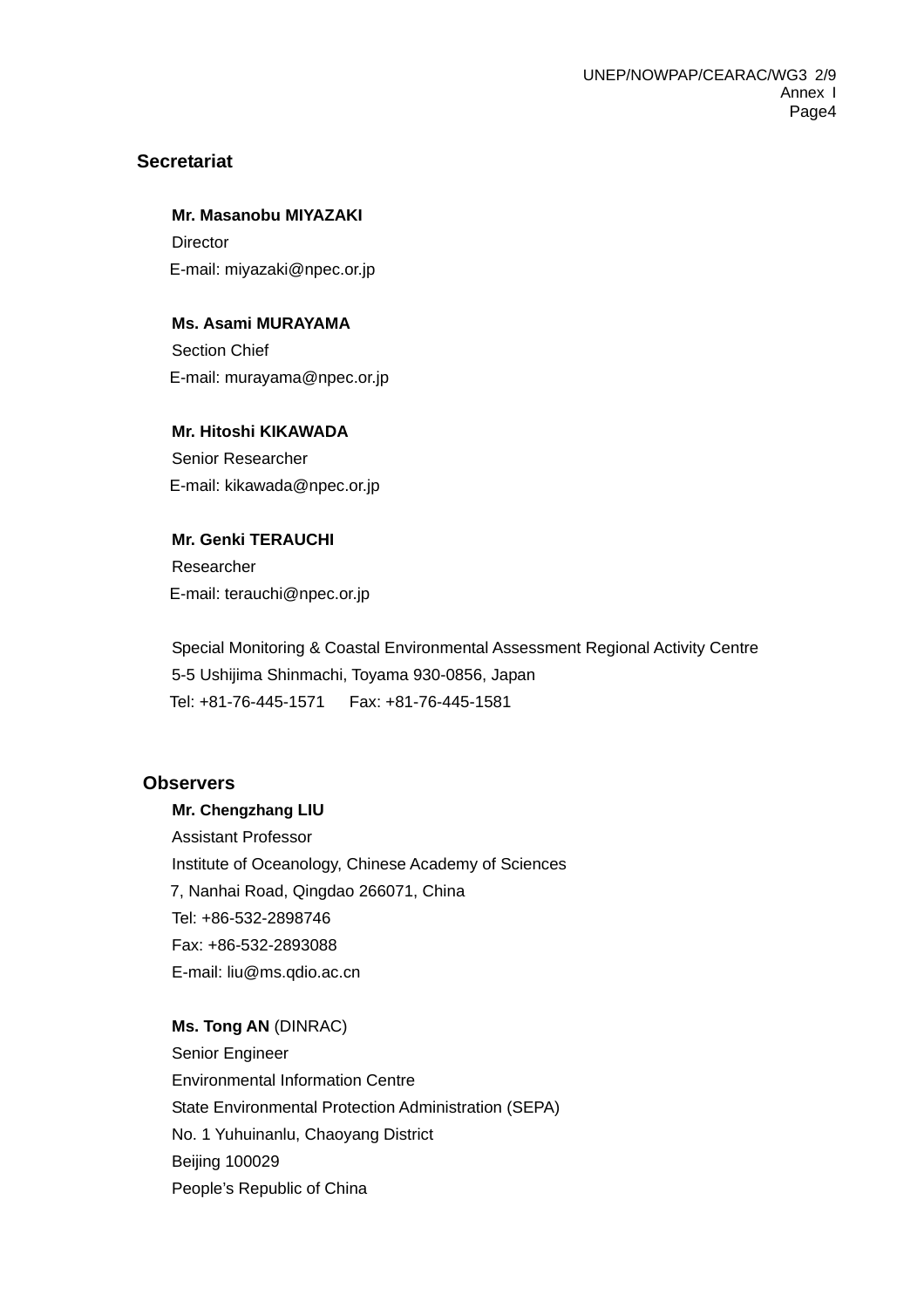## Secretariat

**Mr. Masanobu MIYAZAKI**
Director
E-mail: miyazaki@npec.or.jp

**Ms. Asami MURAYAMA**
Section Chief
E-mail: murayama@npec.or.jp

**Mr. Hitoshi KIKAWADA**
Senior Researcher
E-mail: kikawada@npec.or.jp

**Mr. Genki TERAUCHI**
Researcher
E-mail: terauchi@npec.or.jp

Special Monitoring & Coastal Environmental Assessment Regional Activity Centre
5-5 Ushijima Shinmachi, Toyama 930-0856, Japan
Tel: +81-76-445-1571 Fax: +81-76-445-1581

## Observers

**Mr. Chengzhang LIU**
Assistant Professor
Institute of Oceanology, Chinese Academy of Sciences
7, Nanhai Road, Qingdao 266071, China
Tel: +86-532-2898746
Fax: +86-532-2893088
E-mail: liu@ms.qdio.ac.cn

**Ms. Tong AN** (DINRAC)
Senior Engineer
Environmental Information Centre
State Environmental Protection Administration (SEPA)
No. 1 Yuhuinanlu, Chaoyang District
Beijing 100029
People's Republic of China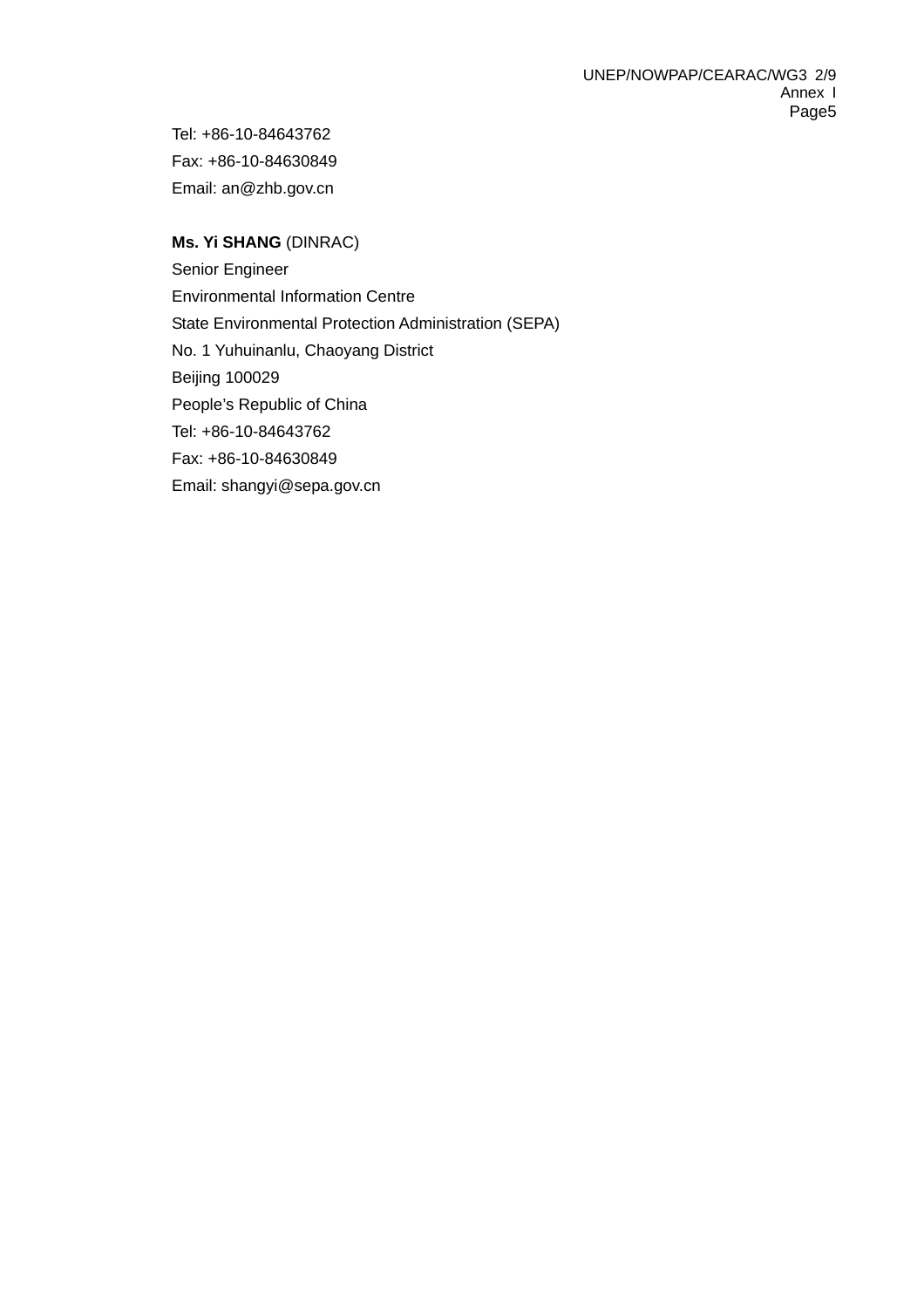Tel: +86-10-84643762

Fax: +86-10-84630849

Email: an@zhb.gov.cn

**Ms. Yi SHANG** (DINRAC)

Senior Engineer

Environmental Information Centre

State Environmental Protection Administration (SEPA)

No. 1 Yuhuinanlu, Chaoyang District

Beijing 100029

People's Republic of China

Tel: +86-10-84643762

Fax: +86-10-84630849

Email: shangyi@sepa.gov.cn